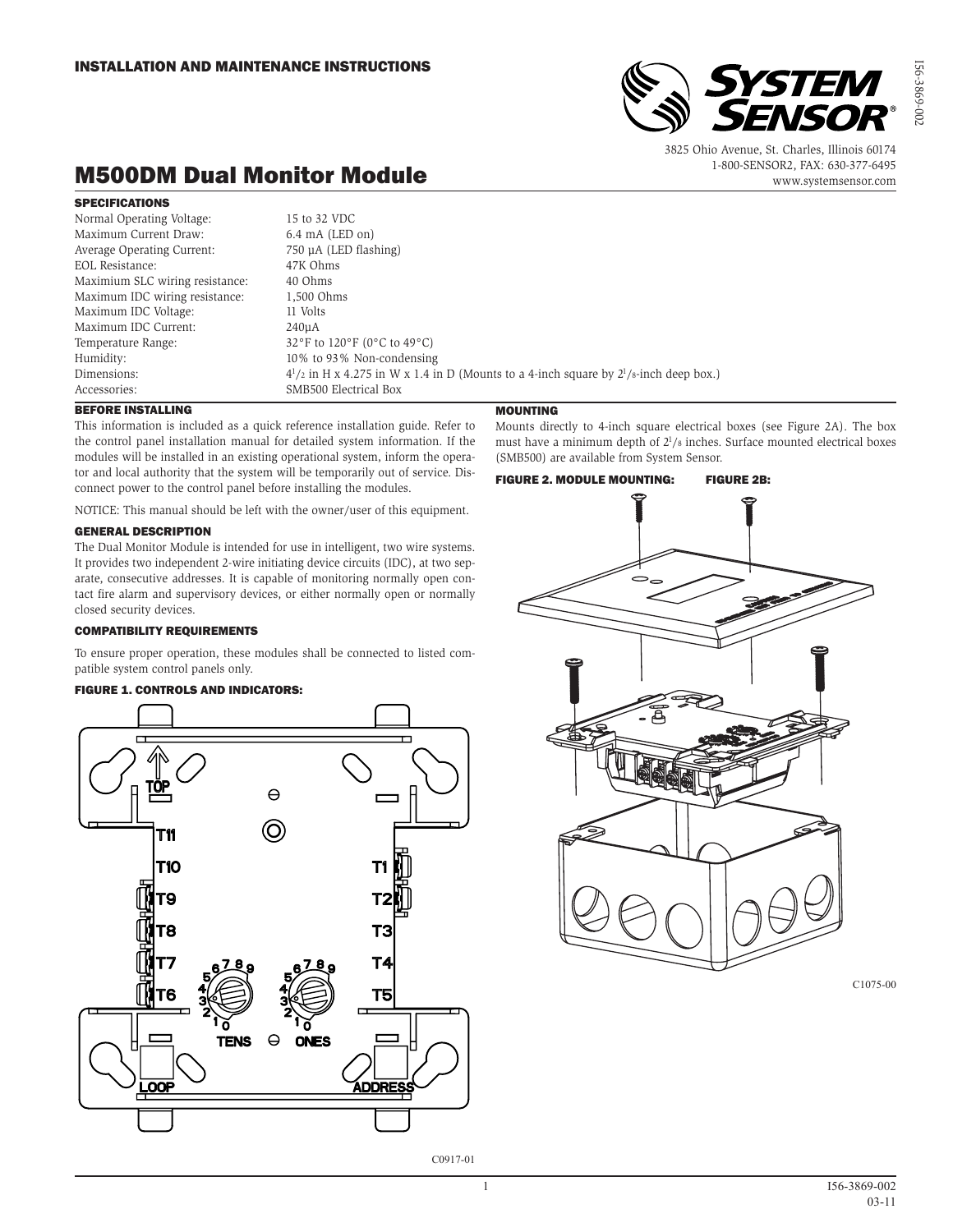INSTALLATION AND MAINTENANCE INSTRUCTIONS

3825 Ohio Avenue, St. Charles, Illinois 60174
1-800-SENSOR2, FAX: 630-377-6495
www.systemsensor.com

# M500DM Dual Monitor Module

## SPECIFICATIONS

| | |
|---|---|
| Normal Operating Voltage: | 15 to 32 VDC |
| Maximum Current Draw: | 6.4 mA (LED on) |
| Average Operating Current: | 750 µA (LED flashing) |
| EOL Resistance: | 47K Ohms |
| Maximium SLC wiring resistance: | 40 Ohms |
| Maximum IDC wiring resistance: | 1,500 Ohms |
| Maximum IDC Voltage: | 11 Volts |
| Maximum IDC Current: | 240µA |
| Temperature Range: | 32°F to 120°F (0°C to 49°C) |
| Humidity: | 10% to 93% Non-condensing |
| Dimensions: | $4^1/_2$ in H x 4.275 in W x 1.4 in D (Mounts to a 4-inch square by $2^1/_8$-inch deep box.) |
| Accessories: | SMB500 Electrical Box |

## BEFORE INSTALLING

This information is included as a quick reference installation guide. Refer to the control panel installation manual for detailed system information. If the modules will be installed in an existing operational system, inform the operator and local authority that the system will be temporarily out of service. Disconnect power to the control panel before installing the modules.

NOTICE: This manual should be left with the owner/user of this equipment.

## GENERAL DESCRIPTION

The Dual Monitor Module is intended for use in intelligent, two wire systems. It provides two independent 2-wire initiating device circuits (IDC), at two separate, consecutive addresses. It is capable of monitoring normally open contact fire alarm and supervisory devices, or either normally open or normally closed security devices.

## COMPATIBILITY REQUIREMENTS

To ensure proper operation, these modules shall be connected to listed compatible system control panels only.

## FIGURE 1. CONTROLS AND INDICATORS:

C0917-01

## MOUNTING

Mounts directly to 4-inch square electrical boxes (see Figure 2A). The box must have a minimum depth of $2^1/_8$ inches. Surface mounted electrical boxes (SMB500) are available from System Sensor.

## FIGURE 2. MODULE MOUNTING: FIGURE 2B:

C1075-00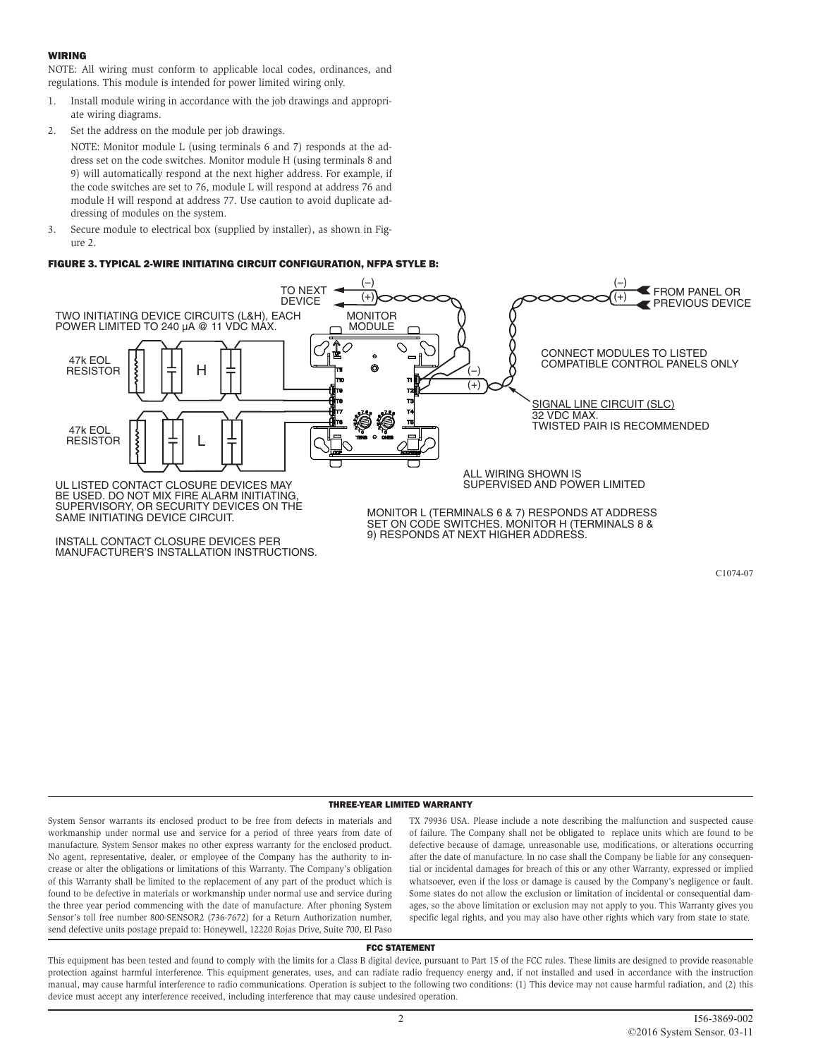### WIRING

NOTE: All wiring must conform to applicable local codes, ordinances, and regulations. This module is intended for power limited wiring only.

1. Install module wiring in accordance with the job drawings and appropriate wiring diagrams.
2. Set the address on the module per job drawings.

   NOTE: Monitor module L (using terminals 6 and 7) responds at the address set on the code switches. Monitor module H (using terminals 8 and 9) will automatically respond at the next higher address. For example, if the code switches are set to 76, module L will respond at address 76 and module H will respond at address 77. Use caution to avoid duplicate addressing of modules on the system.
3. Secure module to electrical box (supplied by installer), as shown in Figure 2.

#### FIGURE 3. TYPICAL 2-WIRE INITIATING CIRCUIT CONFIGURATION, NFPA STYLE B:

TO NEXT DEVICE
(−)
(+)
FROM PANEL OR PREVIOUS DEVICE
TWO INITIATING DEVICE CIRCUITS (L&H), EACH POWER LIMITED TO 240 µA @ 11 VDC MAX.
MONITOR MODULE
47k EOL RESISTOR
H
47k EOL RESISTOR
L
CONNECT MODULES TO LISTED COMPATIBLE CONTROL PANELS ONLY
SIGNAL LINE CIRCUIT (SLC) 32 VDC MAX. TWISTED PAIR IS RECOMMENDED
ALL WIRING SHOWN IS SUPERVISED AND POWER LIMITED
UL LISTED CONTACT CLOSURE DEVICES MAY BE USED. DO NOT MIX FIRE ALARM INITIATING, SUPERVISORY, OR SECURITY DEVICES ON THE SAME INITIATING DEVICE CIRCUIT.
INSTALL CONTACT CLOSURE DEVICES PER MANUFACTURER'S INSTALLATION INSTRUCTIONS.
MONITOR L (TERMINALS 6 & 7) RESPONDS AT ADDRESS SET ON CODE SWITCHES. MONITOR H (TERMINALS 8 & 9) RESPONDS AT NEXT HIGHER ADDRESS.

C1074-07

#### THREE-YEAR LIMITED WARRANTY

System Sensor warrants its enclosed product to be free from defects in materials and workmanship under normal use and service for a period of three years from date of manufacture. System Sensor makes no other express warranty for the enclosed product. No agent, representative, dealer, or employee of the Company has the authority to increase or alter the obligations or limitations of this Warranty. The Company's obligation of this Warranty shall be limited to the replacement of any part of the product which is found to be defective in materials or workmanship under normal use and service during the three year period commencing with the date of manufacture. After phoning System Sensor's toll free number 800-SENSOR2 (736-7672) for a Return Authorization number, send defective units postage prepaid to: Honeywell, 12220 Rojas Drive, Suite 700, El Paso TX 79936 USA. Please include a note describing the malfunction and suspected cause of failure. The Company shall not be obligated to replace units which are found to be defective because of damage, unreasonable use, modifications, or alterations occurring after the date of manufacture. In no case shall the Company be liable for any consequential or incidental damages for breach of this or any other Warranty, expressed or implied whatsoever, even if the loss or damage is caused by the Company's negligence or fault. Some states do not allow the exclusion or limitation of incidental or consequential damages, so the above limitation or exclusion may not apply to you. This Warranty gives you specific legal rights, and you may also have other rights which vary from state to state.

#### FCC STATEMENT

This equipment has been tested and found to comply with the limits for a Class B digital device, pursuant to Part 15 of the FCC rules. These limits are designed to provide reasonable protection against harmful interference. This equipment generates, uses, and can radiate radio frequency energy and, if not installed and used in accordance with the instruction manual, may cause harmful interference to radio communications. Operation is subject to the following two conditions: (1) This device may not cause harmful radiation, and (2) this device must accept any interference received, including interference that may cause undesired operation.

I56-3869-002
©2016 System Sensor. 03-11